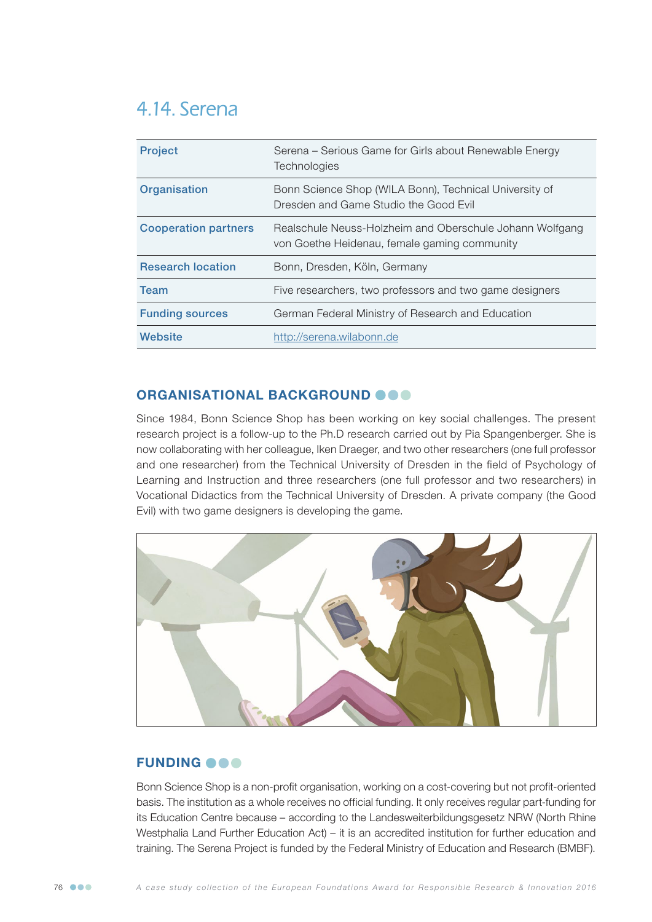## 4.14. Serena

| | |
|---|---|
| **Project** | Serena – Serious Game for Girls about Renewable Energy Technologies |
| **Organisation** | Bonn Science Shop (WILA Bonn), Technical University of Dresden and Game Studio the Good Evil |
| **Cooperation partners** | Realschule Neuss-Holzheim and Oberschule Johann Wolfgang von Goethe Heidenau, female gaming community |
| **Research location** | Bonn, Dresden, Köln, Germany |
| **Team** | Five researchers, two professors and two game designers |
| **Funding sources** | German Federal Ministry of Research and Education |
| **Website** | http://serena.wilabonn.de |

### ORGANISATIONAL BACKGROUND

Since 1984, Bonn Science Shop has been working on key social challenges. The present research project is a follow-up to the Ph.D research carried out by Pia Spangenberger. She is now collaborating with her colleague, Iken Draeger, and two other researchers (one full professor and one researcher) from the Technical University of Dresden in the field of Psychology of Learning and Instruction and three researchers (one full professor and two researchers) in Vocational Didactics from the Technical University of Dresden. A private company (the Good Evil) with two game designers is developing the game.

### FUNDING

Bonn Science Shop is a non-profit organisation, working on a cost-covering but not profit-oriented basis. The institution as a whole receives no official funding. It only receives regular part-funding for its Education Centre because – according to the Landesweiterbildungsgesetz NRW (North Rhine Westphalia Land Further Education Act) – it is an accredited institution for further education and training. The Serena Project is funded by the Federal Ministry of Education and Research (BMBF).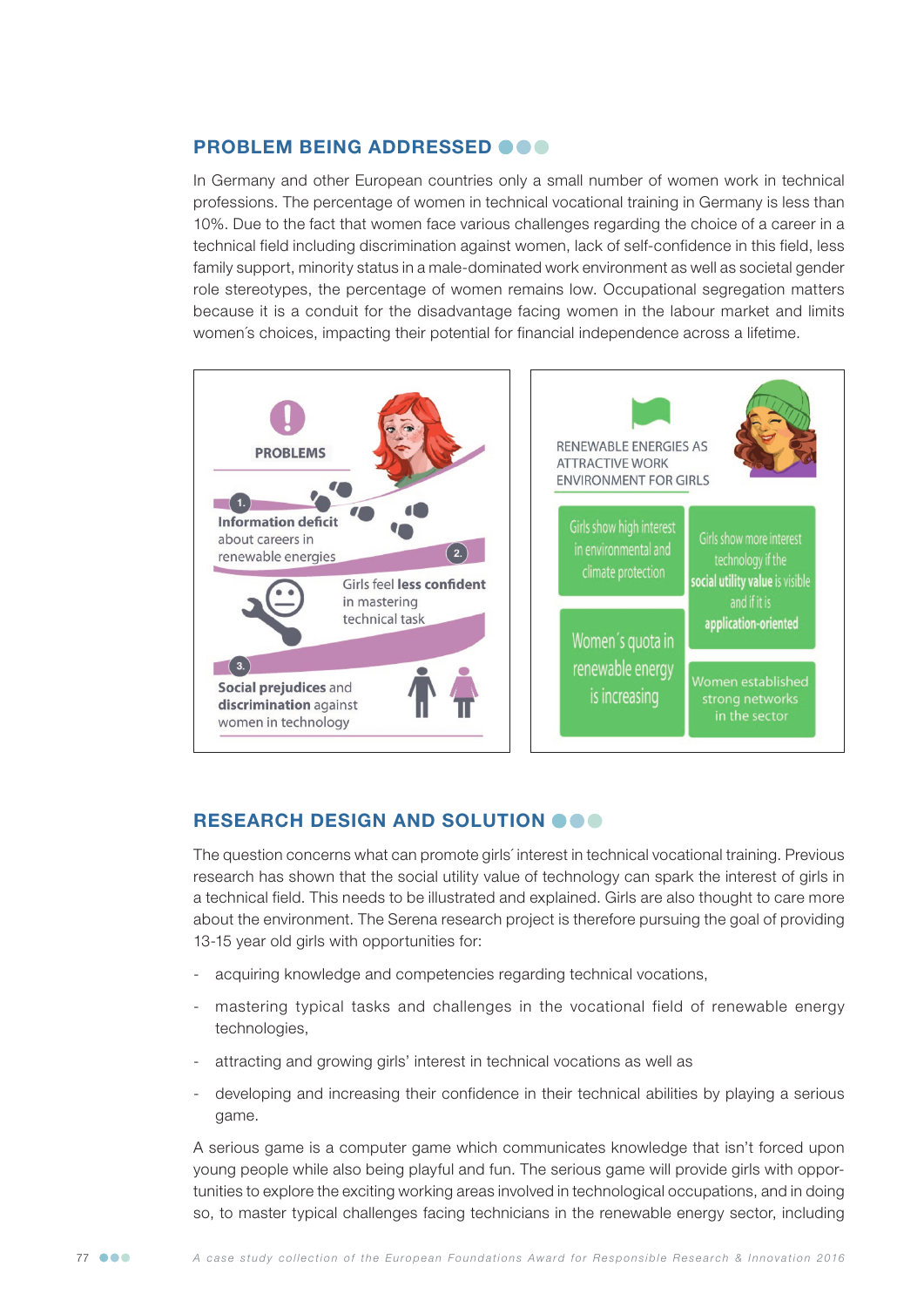## PROBLEM BEING ADDRESSED

In Germany and other European countries only a small number of women work in technical professions. The percentage of women in technical vocational training in Germany is less than 10%. Due to the fact that women face various challenges regarding the choice of a career in a technical field including discrimination against women, lack of self-confidence in this field, less family support, minority status in a male-dominated work environment as well as societal gender role stereotypes, the percentage of women remains low. Occupational segregation matters because it is a conduit for the disadvantage facing women in the labour market and limits women´s choices, impacting their potential for financial independence across a lifetime.

**PROBLEMS**

1. **Information deficit** about careers in renewable energies
2. Girls feel **less confident** in mastering technical task
3. **Social prejudices** and **discrimination** against women in technology

RENEWABLE ENERGIES AS ATTRACTIVE WORK ENVIRONMENT FOR GIRLS

- Girls show high interest in environmental and climate protection
- Girls show more interest technology if the **social utility value** is visible and if it is **application-oriented**
- Women´s quota in renewable energy is increasing
- Women established strong networks in the sector

## RESEARCH DESIGN AND SOLUTION

The question concerns what can promote girls´ interest in technical vocational training. Previous research has shown that the social utility value of technology can spark the interest of girls in a technical field. This needs to be illustrated and explained. Girls are also thought to care more about the environment. The Serena research project is therefore pursuing the goal of providing 13-15 year old girls with opportunities for:

- acquiring knowledge and competencies regarding technical vocations,
- mastering typical tasks and challenges in the vocational field of renewable energy technologies,
- attracting and growing girls' interest in technical vocations as well as
- developing and increasing their confidence in their technical abilities by playing a serious game.

A serious game is a computer game which communicates knowledge that isn't forced upon young people while also being playful and fun. The serious game will provide girls with opportunities to explore the exciting working areas involved in technological occupations, and in doing so, to master typical challenges facing technicians in the renewable energy sector, including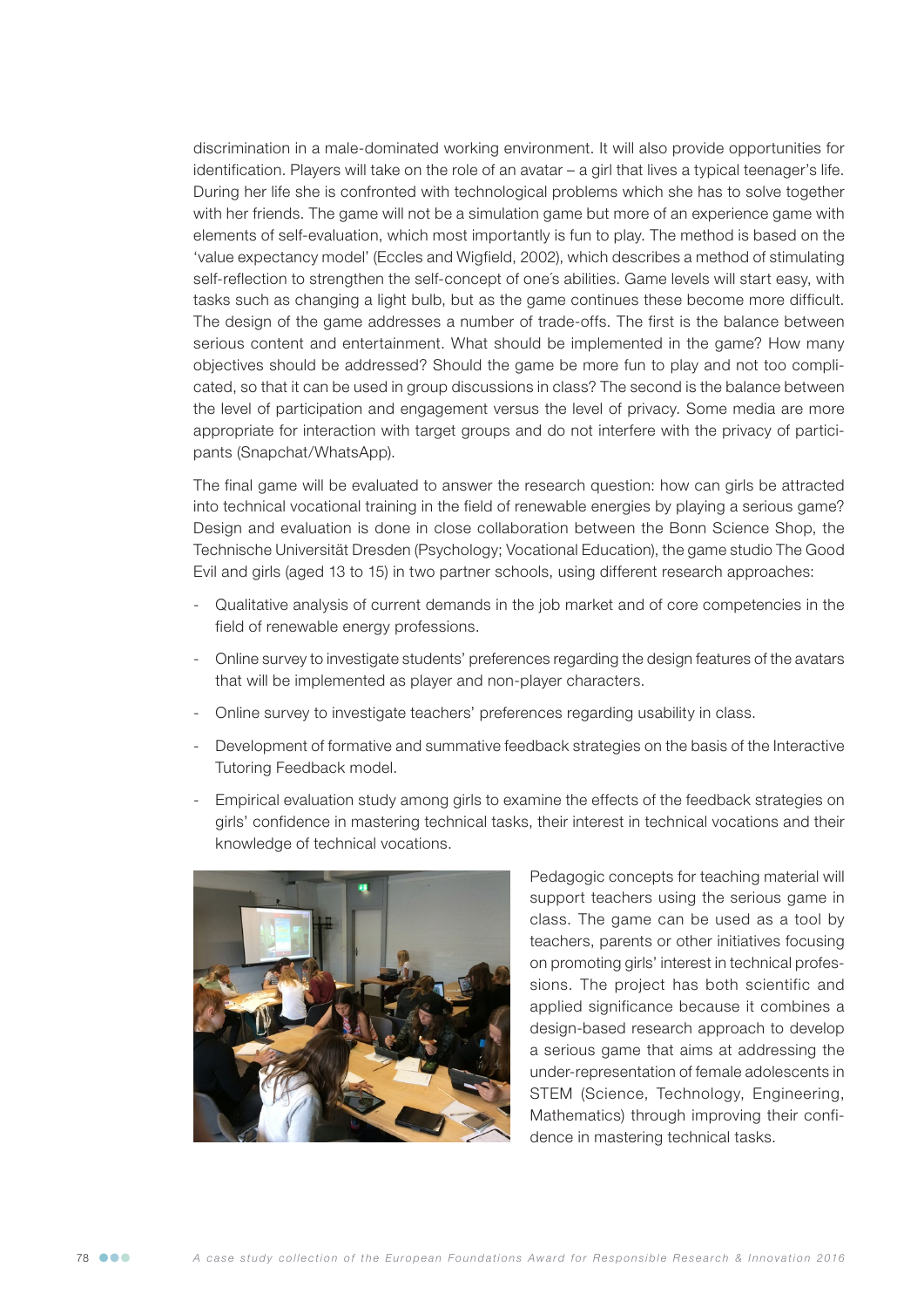discrimination in a male-dominated working environment. It will also provide opportunities for identification. Players will take on the role of an avatar – a girl that lives a typical teenager's life. During her life she is confronted with technological problems which she has to solve together with her friends. The game will not be a simulation game but more of an experience game with elements of self-evaluation, which most importantly is fun to play. The method is based on the 'value expectancy model' (Eccles and Wigfield, 2002), which describes a method of stimulating self-reflection to strengthen the self-concept of one´s abilities. Game levels will start easy, with tasks such as changing a light bulb, but as the game continues these become more difficult. The design of the game addresses a number of trade-offs. The first is the balance between serious content and entertainment. What should be implemented in the game? How many objectives should be addressed? Should the game be more fun to play and not too complicated, so that it can be used in group discussions in class? The second is the balance between the level of participation and engagement versus the level of privacy. Some media are more appropriate for interaction with target groups and do not interfere with the privacy of participants (Snapchat/WhatsApp).

The final game will be evaluated to answer the research question: how can girls be attracted into technical vocational training in the field of renewable energies by playing a serious game? Design and evaluation is done in close collaboration between the Bonn Science Shop, the Technische Universität Dresden (Psychology; Vocational Education), the game studio The Good Evil and girls (aged 13 to 15) in two partner schools, using different research approaches:

- Qualitative analysis of current demands in the job market and of core competencies in the field of renewable energy professions.
- Online survey to investigate students' preferences regarding the design features of the avatars that will be implemented as player and non-player characters.
- Online survey to investigate teachers' preferences regarding usability in class.
- Development of formative and summative feedback strategies on the basis of the Interactive Tutoring Feedback model.
- Empirical evaluation study among girls to examine the effects of the feedback strategies on girls' confidence in mastering technical tasks, their interest in technical vocations and their knowledge of technical vocations.

Pedagogic concepts for teaching material will support teachers using the serious game in class. The game can be used as a tool by teachers, parents or other initiatives focusing on promoting girls' interest in technical professions. The project has both scientific and applied significance because it combines a design-based research approach to develop a serious game that aims at addressing the under-representation of female adolescents in STEM (Science, Technology, Engineering, Mathematics) through improving their confidence in mastering technical tasks.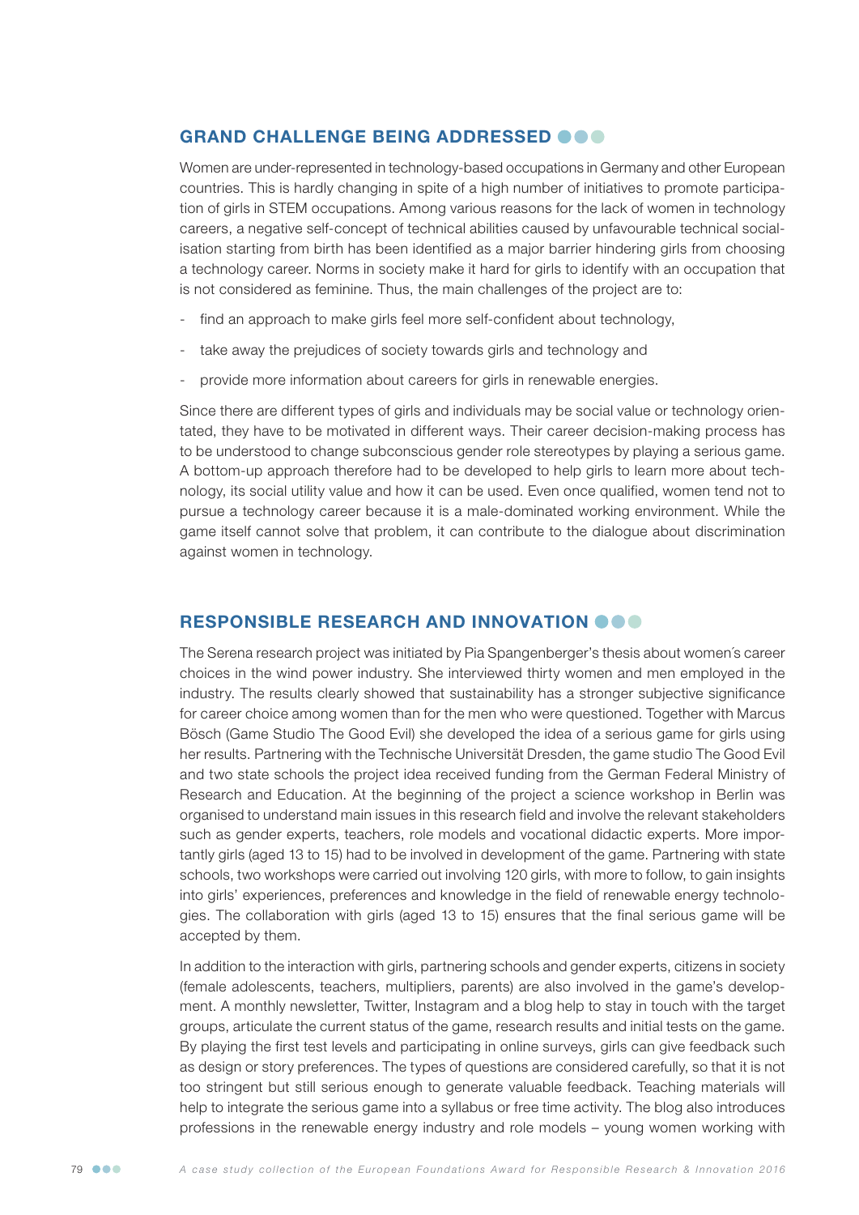## GRAND CHALLENGE BEING ADDRESSED

Women are under-represented in technology-based occupations in Germany and other European countries. This is hardly changing in spite of a high number of initiatives to promote participation of girls in STEM occupations. Among various reasons for the lack of women in technology careers, a negative self-concept of technical abilities caused by unfavourable technical socialisation starting from birth has been identified as a major barrier hindering girls from choosing a technology career. Norms in society make it hard for girls to identify with an occupation that is not considered as feminine. Thus, the main challenges of the project are to:

- find an approach to make girls feel more self-confident about technology,
- take away the prejudices of society towards girls and technology and
- provide more information about careers for girls in renewable energies.

Since there are different types of girls and individuals may be social value or technology orientated, they have to be motivated in different ways. Their career decision-making process has to be understood to change subconscious gender role stereotypes by playing a serious game. A bottom-up approach therefore had to be developed to help girls to learn more about technology, its social utility value and how it can be used. Even once qualified, women tend not to pursue a technology career because it is a male-dominated working environment. While the game itself cannot solve that problem, it can contribute to the dialogue about discrimination against women in technology.

## RESPONSIBLE RESEARCH AND INNOVATION

The Serena research project was initiated by Pia Spangenberger's thesis about women´s career choices in the wind power industry. She interviewed thirty women and men employed in the industry. The results clearly showed that sustainability has a stronger subjective significance for career choice among women than for the men who were questioned. Together with Marcus Bösch (Game Studio The Good Evil) she developed the idea of a serious game for girls using her results. Partnering with the Technische Universität Dresden, the game studio The Good Evil and two state schools the project idea received funding from the German Federal Ministry of Research and Education. At the beginning of the project a science workshop in Berlin was organised to understand main issues in this research field and involve the relevant stakeholders such as gender experts, teachers, role models and vocational didactic experts. More importantly girls (aged 13 to 15) had to be involved in development of the game. Partnering with state schools, two workshops were carried out involving 120 girls, with more to follow, to gain insights into girls' experiences, preferences and knowledge in the field of renewable energy technologies. The collaboration with girls (aged 13 to 15) ensures that the final serious game will be accepted by them.

In addition to the interaction with girls, partnering schools and gender experts, citizens in society (female adolescents, teachers, multipliers, parents) are also involved in the game's development. A monthly newsletter, Twitter, Instagram and a blog help to stay in touch with the target groups, articulate the current status of the game, research results and initial tests on the game. By playing the first test levels and participating in online surveys, girls can give feedback such as design or story preferences. The types of questions are considered carefully, so that it is not too stringent but still serious enough to generate valuable feedback. Teaching materials will help to integrate the serious game into a syllabus or free time activity. The blog also introduces professions in the renewable energy industry and role models – young women working with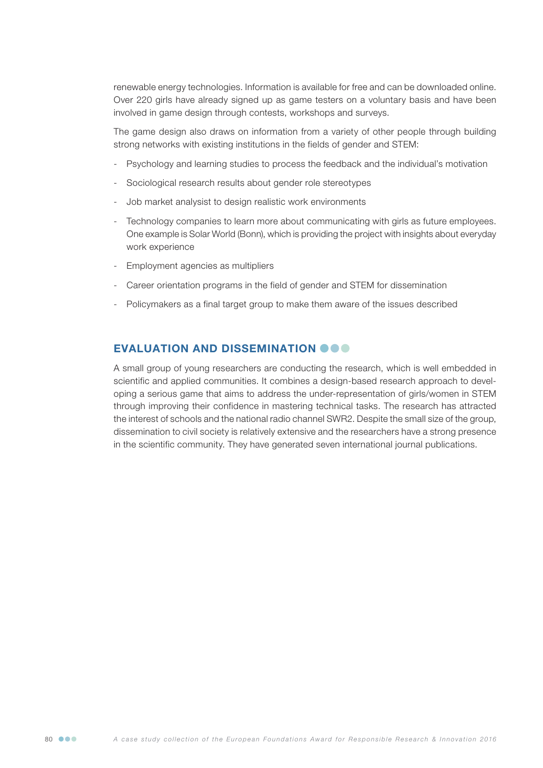renewable energy technologies. Information is available for free and can be downloaded online. Over 220 girls have already signed up as game testers on a voluntary basis and have been involved in game design through contests, workshops and surveys.

The game design also draws on information from a variety of other people through building strong networks with existing institutions in the fields of gender and STEM:

- Psychology and learning studies to process the feedback and the individual's motivation
- Sociological research results about gender role stereotypes
- Job market analysist to design realistic work environments
- Technology companies to learn more about communicating with girls as future employees. One example is Solar World (Bonn), which is providing the project with insights about everyday work experience
- Employment agencies as multipliers
- Career orientation programs in the field of gender and STEM for dissemination
- Policymakers as a final target group to make them aware of the issues described

## EVALUATION AND DISSEMINATION

A small group of young researchers are conducting the research, which is well embedded in scientific and applied communities. It combines a design-based research approach to developing a serious game that aims to address the under-representation of girls/women in STEM through improving their confidence in mastering technical tasks. The research has attracted the interest of schools and the national radio channel SWR2. Despite the small size of the group, dissemination to civil society is relatively extensive and the researchers have a strong presence in the scientific community. They have generated seven international journal publications.